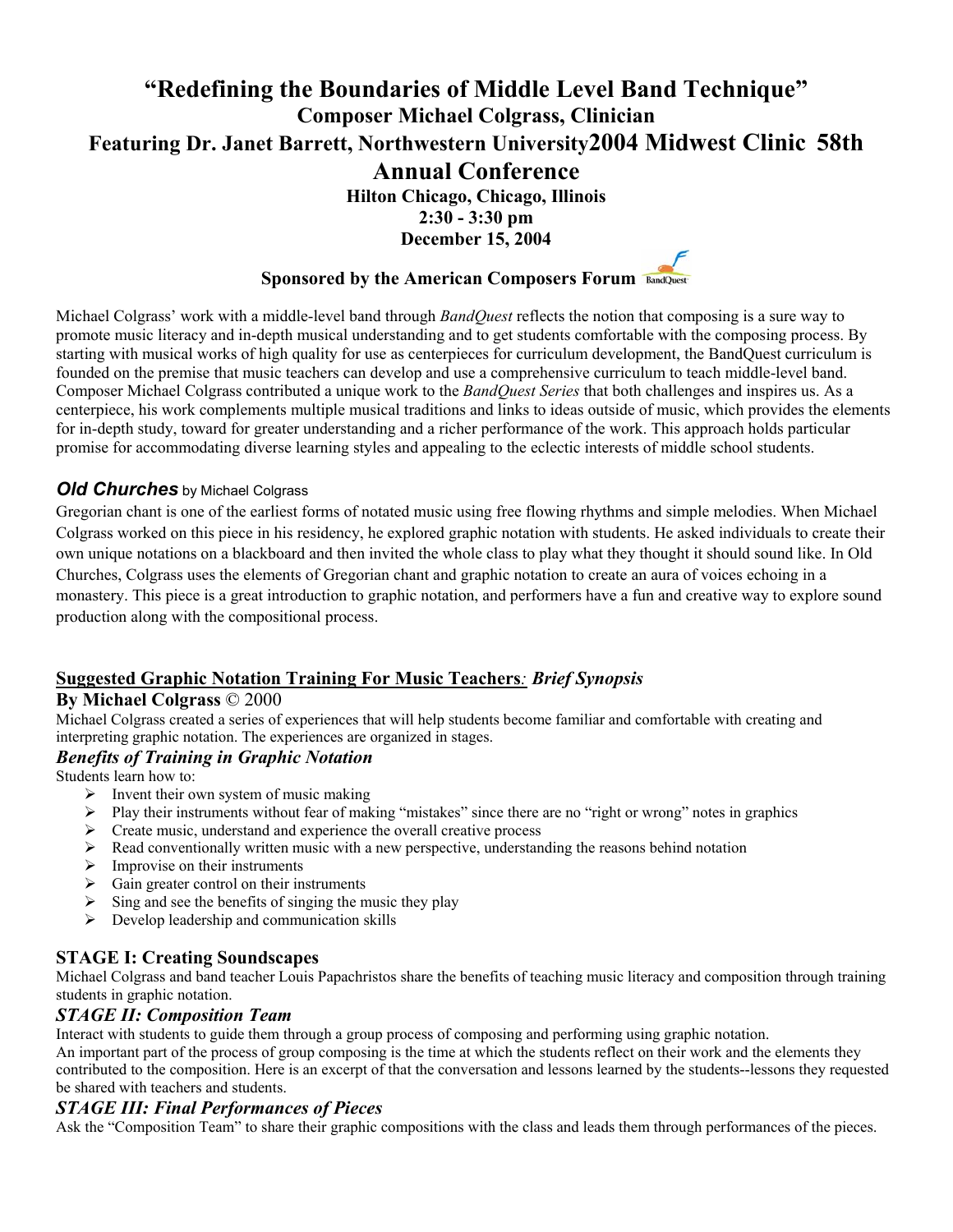# "Redefining the Boundaries of Middle Level Band Technique"

## Composer Michael Colgrass, Clinician

## Featuring Dr. Janet Barrett, Northwestern University 2004 Midwest Clinic 58th Annual Conference

**Hilton Chicago, Chicago, Illinois**

**2:30 - 3:30 pm**

**December 15, 2004**

**Sponsored by the American Composers Forum**

Michael Colgrass' work with a middle-level band through *BandQuest* reflects the notion that composing is a sure way to promote music literacy and in-depth musical understanding and to get students comfortable with the composing process. By starting with musical works of high quality for use as centerpieces for curriculum development, the BandQuest curriculum is founded on the premise that music teachers can develop and use a comprehensive curriculum to teach middle-level band. Composer Michael Colgrass contributed a unique work to the *BandQuest Series* that both challenges and inspires us. As a centerpiece, his work complements multiple musical traditions and links to ideas outside of music, which provides the elements for in-depth study, toward for greater understanding and a richer performance of the work. This approach holds particular promise for accommodating diverse learning styles and appealing to the eclectic interests of middle school students.

### ***Old Churches*** by Michael Colgrass

Gregorian chant is one of the earliest forms of notated music using free flowing rhythms and simple melodies. When Michael Colgrass worked on this piece in his residency, he explored graphic notation with students. He asked individuals to create their own unique notations on a blackboard and then invited the whole class to play what they thought it should sound like. In Old Churches, Colgrass uses the elements of Gregorian chant and graphic notation to create an aura of voices echoing in a monastery. This piece is a great introduction to graphic notation, and performers have a fun and creative way to explore sound production along with the compositional process.

### **Suggested Graphic Notation Training For Music Teachers***: Brief Synopsis*

**By Michael Colgrass** © 2000

Michael Colgrass created a series of experiences that will help students become familiar and comfortable with creating and interpreting graphic notation. The experiences are organized in stages.

### *Benefits of Training in Graphic Notation*

Students learn how to:

- Invent their own system of music making
- Play their instruments without fear of making "mistakes" since there are no "right or wrong" notes in graphics
- Create music, understand and experience the overall creative process
- Read conventionally written music with a new perspective, understanding the reasons behind notation
- Improvise on their instruments
- Gain greater control on their instruments
- Sing and see the benefits of singing the music they play
- Develop leadership and communication skills

### STAGE I: Creating Soundscapes

Michael Colgrass and band teacher Louis Papachristos share the benefits of teaching music literacy and composition through training students in graphic notation.

### *STAGE II: Composition Team*

Interact with students to guide them through a group process of composing and performing using graphic notation.

An important part of the process of group composing is the time at which the students reflect on their work and the elements they contributed to the composition. Here is an excerpt of that the conversation and lessons learned by the students--lessons they requested be shared with teachers and students.

### *STAGE III: Final Performances of Pieces*

Ask the "Composition Team" to share their graphic compositions with the class and leads them through performances of the pieces.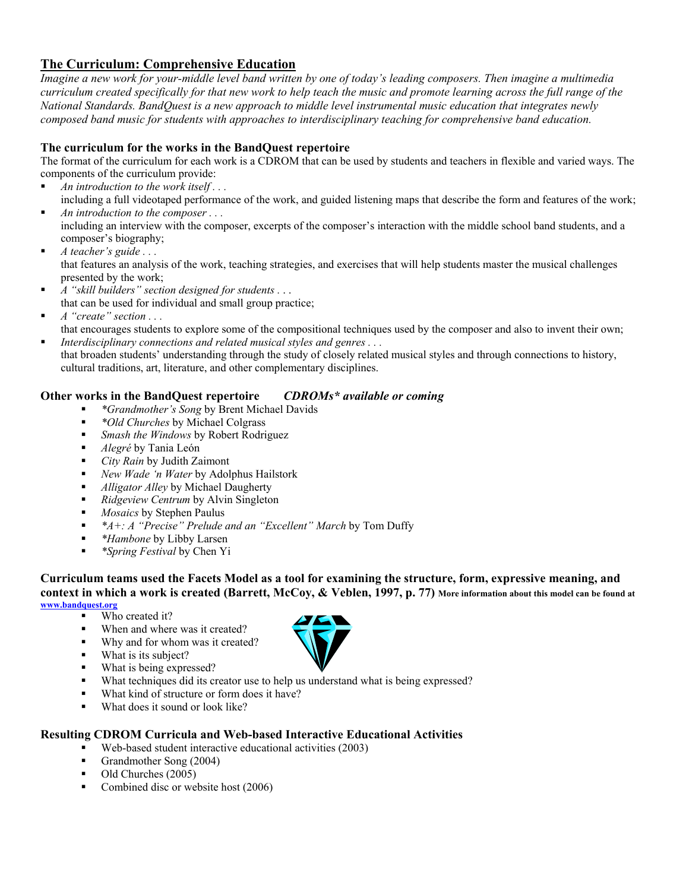## The Curriculum: Comprehensive Education

*Imagine a new work for your-middle level band written by one of today's leading composers. Then imagine a multimedia curriculum created specifically for that new work to help teach the music and promote learning across the full range of the National Standards. BandQuest is a new approach to middle level instrumental music education that integrates newly composed band music for students with approaches to interdisciplinary teaching for comprehensive band education.*

### The curriculum for the works in the BandQuest repertoire

The format of the curriculum for each work is a CDROM that can be used by students and teachers in flexible and varied ways. The components of the curriculum provide:

- *An introduction to the work itself . . .*
  including a full videotaped performance of the work, and guided listening maps that describe the form and features of the work;
- *An introduction to the composer . . .*
  including an interview with the composer, excerpts of the composer's interaction with the middle school band students, and a composer's biography;
- *A teacher's guide . . .*
  that features an analysis of the work, teaching strategies, and exercises that will help students master the musical challenges presented by the work;
- *A "skill builders" section designed for students . . .*
  that can be used for individual and small group practice;
- *A "create" section . . .*
  that encourages students to explore some of the compositional techniques used by the composer and also to invent their own;
- *Interdisciplinary connections and related musical styles and genres . . .*
  that broaden students' understanding through the study of closely related musical styles and through connections to history, cultural traditions, art, literature, and other complementary disciplines.

### Other works in the BandQuest repertoire *CDROMs\* available or coming*

- *\*Grandmother's Song* by Brent Michael Davids
- *\*Old Churches* by Michael Colgrass
- *Smash the Windows* by Robert Rodriguez
- *Alegré* by Tania León
- *City Rain* by Judith Zaimont
- *New Wade 'n Water* by Adolphus Hailstork
- *Alligator Alley* by Michael Daugherty
- *Ridgeview Centrum* by Alvin Singleton
- *Mosaics* by Stephen Paulus
- *\*A+: A "Precise" Prelude and an "Excellent" March* by Tom Duffy
- *\*Hambone* by Libby Larsen
- *\*Spring Festival* by Chen Yi

### Curriculum teams used the Facets Model as a tool for examining the structure, form, expressive meaning, and context in which a work is created (Barrett, McCoy, & Veblen, 1997, p. 77) More information about this model can be found at www.bandquest.org

- Who created it?
- When and where was it created?
- Why and for whom was it created?
- What is its subject?
- What is being expressed?
- What techniques did its creator use to help us understand what is being expressed?
- What kind of structure or form does it have?
- What does it sound or look like?

### Resulting CDROM Curricula and Web-based Interactive Educational Activities

- Web-based student interactive educational activities (2003)
- Grandmother Song (2004)
- Old Churches (2005)
- Combined disc or website host (2006)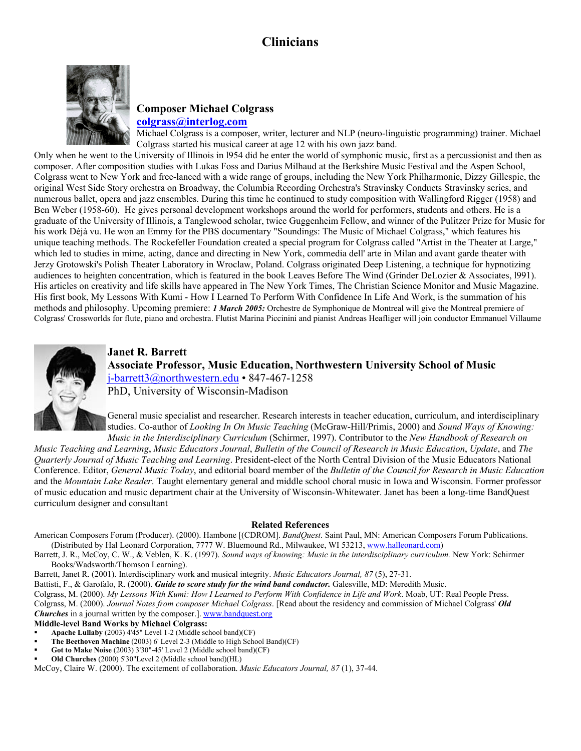# Clinicians

## Composer Michael Colgrass

**colgrass@interlog.com**

Michael Colgrass is a composer, writer, lecturer and NLP (neuro-linguistic programming) trainer. Michael Colgrass started his musical career at age 12 with his own jazz band. Only when he went to the University of Illinois in l954 did he enter the world of symphonic music, first as a percussionist and then as composer. After composition studies with Lukas Foss and Darius Milhaud at the Berkshire Music Festival and the Aspen School, Colgrass went to New York and free-lanced with a wide range of groups, including the New York Philharmonic, Dizzy Gillespie, the original West Side Story orchestra on Broadway, the Columbia Recording Orchestra's Stravinsky Conducts Stravinsky series, and numerous ballet, opera and jazz ensembles. During this time he continued to study composition with Wallingford Rigger (1958) and Ben Weber (1958-60). He gives personal development workshops around the world for performers, students and others. He is a graduate of the University of Illinois, a Tanglewood scholar, twice Guggenheim Fellow, and winner of the Pulitzer Prize for Music for his work Déjà vu. He won an Emmy for the PBS documentary "Soundings: The Music of Michael Colgrass," which features his unique teaching methods. The Rockefeller Foundation created a special program for Colgrass called "Artist in the Theater at Large," which led to studies in mime, acting, dance and directing in New York, commedia dell' arte in Milan and avant garde theater with Jerzy Grotowski's Polish Theater Laboratory in Wroclaw, Poland. Colgrass originated Deep Listening, a technique for hypnotizing audiences to heighten concentration, which is featured in the book Leaves Before The Wind (Grinder DeLozier & Associates, l991). His articles on creativity and life skills have appeared in The New York Times, The Christian Science Monitor and Music Magazine. His first book, My Lessons With Kumi - How I Learned To Perform With Confidence In Life And Work, is the summation of his methods and philosophy. Upcoming premiere: ***1 March 2005:*** Orchestre de Symphonique de Montreal will give the Montreal premiere of Colgrass' Crossworlds for flute, piano and orchestra. Flutist Marina Piccinini and pianist Andreas Heafliger will join conductor Emmanuel Villaume

## Janet R. Barrett

**Associate Professor, Music Education, Northwestern University School of Music**

j-barrett3@northwestern.edu • 847-467-1258

PhD, University of Wisconsin-Madison

General music specialist and researcher. Research interests in teacher education, curriculum, and interdisciplinary studies. Co-author of *Looking In On Music Teaching* (McGraw-Hill/Primis, 2000) and *Sound Ways of Knowing: Music in the Interdisciplinary Curriculum* (Schirmer, 1997). Contributor to the *New Handbook of Research on Music Teaching and Learning*, *Music Educators Journal*, *Bulletin of the Council of Research in Music Education*, *Update*, and *The Quarterly Journal of Music Teaching and Learning*. President-elect of the North Central Division of the Music Educators National Conference. Editor, *General Music Today*, and editorial board member of the *Bulletin of the Council for Research in Music Education* and the *Mountain Lake Reader*. Taught elementary general and middle school choral music in Iowa and Wisconsin. Former professor of music education and music department chair at the University of Wisconsin-Whitewater. Janet has been a long-time BandQuest curriculum designer and consultant

### Related References

American Composers Forum (Producer). (2000). Hambone [(CDROM]. *BandQuest*. Saint Paul, MN: American Composers Forum Publications. (Distributed by Hal Leonard Corporation, 7777 W. Bluemound Rd., Milwaukee, WI 53213, www.halleonard.com)

Barrett, J. R., McCoy, C. W., & Veblen, K. K. (1997). *Sound ways of knowing: Music in the interdisciplinary curriculum.* New York: Schirmer Books/Wadsworth/Thomson Learning).

Barrett, Janet R. (2001). Interdisciplinary work and musical integrity. *Music Educators Journal, 87* (5), 27-31.

Battisti, F., & Garofalo, R. (2000). ***Guide to score study for the wind band conductor.*** Galesville, MD: Meredith Music.

Colgrass, M. (2000). *My Lessons With Kumi: How I Learned to Perform With Confidence in Life and Work*. Moab, UT: Real People Press.

Colgrass, M. (2000). *Journal Notes from composer Michael Colgrass*. [Read about the residency and commission of Michael Colgrass' ***Old Churches*** in a journal written by the composer.]. www.bandquest.org

**Middle-level Band Works by Michael Colgrass:**

- **Apache Lullaby** (2003) 4'45" Level 1-2 (Middle school band)(CF)
- **The Beethoven Machine** (2003) 6' Level 2-3 (Middle to High School Band)(CF)
- **Got to Make Noise** (2003) 3'30"-45' Level 2 (Middle school band)(CF)
- **Old Churches** (2000) 5'30"Level 2 (Middle school band)(HL)

McCoy, Claire W. (2000). The excitement of collaboration. *Music Educators Journal, 87* (1), 37-44.